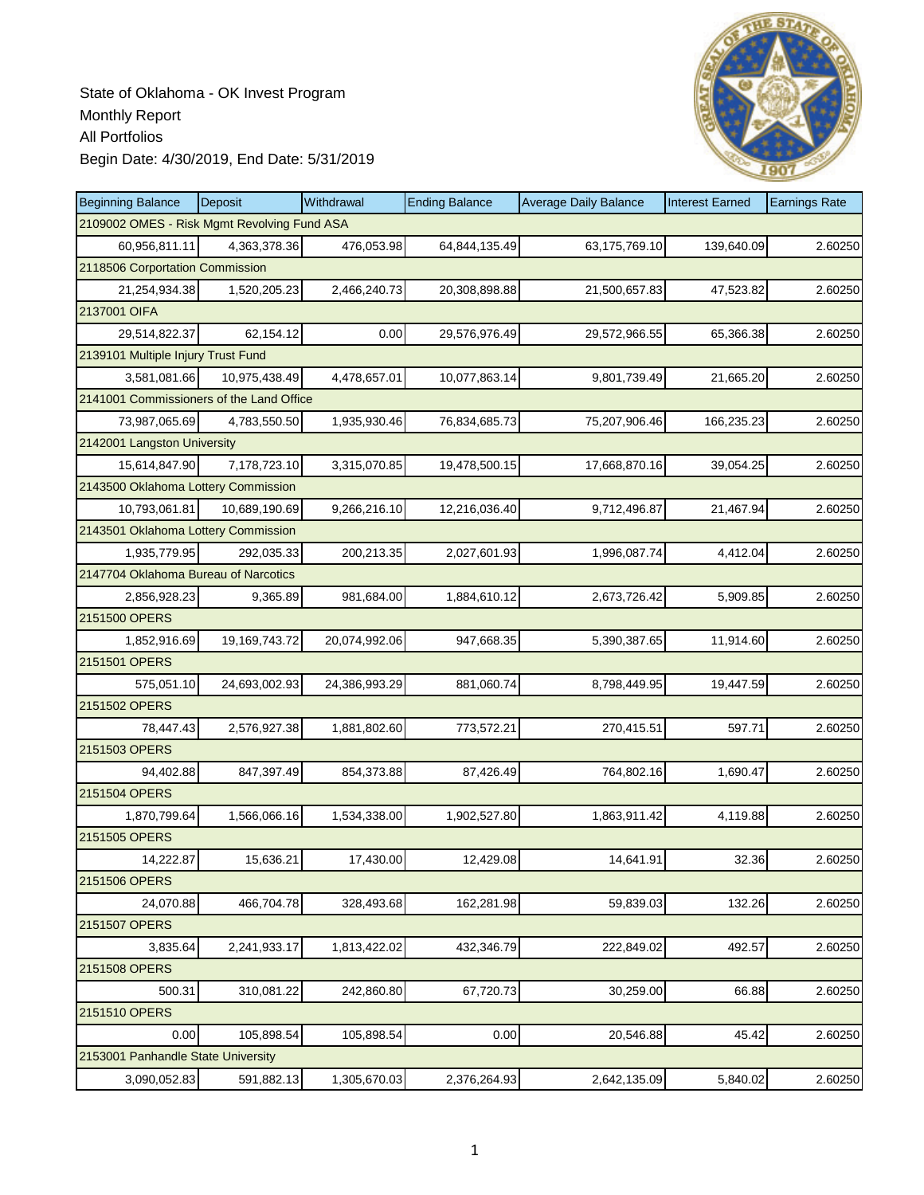State of Oklahoma - OK Invest Program
Monthly Report
All Portfolios
Begin Date: 4/30/2019, End Date: 5/31/2019

| Beginning Balance | Deposit | Withdrawal | Ending Balance | Average Daily Balance | Interest Earned | Earnings Rate |
|---|---|---|---|---|---|---|
| 2109002 OMES - Risk Mgmt Revolving Fund ASA | | | | | | |
| 60,956,811.11 | 4,363,378.36 | 476,053.98 | 64,844,135.49 | 63,175,769.10 | 139,640.09 | 2.60250 |
| 2118506 Corportation Commission | | | | | | |
| 21,254,934.38 | 1,520,205.23 | 2,466,240.73 | 20,308,898.88 | 21,500,657.83 | 47,523.82 | 2.60250 |
| 2137001 OIFA | | | | | | |
| 29,514,822.37 | 62,154.12 | 0.00 | 29,576,976.49 | 29,572,966.55 | 65,366.38 | 2.60250 |
| 2139101 Multiple Injury Trust Fund | | | | | | |
| 3,581,081.66 | 10,975,438.49 | 4,478,657.01 | 10,077,863.14 | 9,801,739.49 | 21,665.20 | 2.60250 |
| 2141001 Commissioners of the Land Office | | | | | | |
| 73,987,065.69 | 4,783,550.50 | 1,935,930.46 | 76,834,685.73 | 75,207,906.46 | 166,235.23 | 2.60250 |
| 2142001 Langston University | | | | | | |
| 15,614,847.90 | 7,178,723.10 | 3,315,070.85 | 19,478,500.15 | 17,668,870.16 | 39,054.25 | 2.60250 |
| 2143500 Oklahoma Lottery Commission | | | | | | |
| 10,793,061.81 | 10,689,190.69 | 9,266,216.10 | 12,216,036.40 | 9,712,496.87 | 21,467.94 | 2.60250 |
| 2143501 Oklahoma Lottery Commission | | | | | | |
| 1,935,779.95 | 292,035.33 | 200,213.35 | 2,027,601.93 | 1,996,087.74 | 4,412.04 | 2.60250 |
| 2147704 Oklahoma Bureau of Narcotics | | | | | | |
| 2,856,928.23 | 9,365.89 | 981,684.00 | 1,884,610.12 | 2,673,726.42 | 5,909.85 | 2.60250 |
| 2151500 OPERS | | | | | | |
| 1,852,916.69 | 19,169,743.72 | 20,074,992.06 | 947,668.35 | 5,390,387.65 | 11,914.60 | 2.60250 |
| 2151501 OPERS | | | | | | |
| 575,051.10 | 24,693,002.93 | 24,386,993.29 | 881,060.74 | 8,798,449.95 | 19,447.59 | 2.60250 |
| 2151502 OPERS | | | | | | |
| 78,447.43 | 2,576,927.38 | 1,881,802.60 | 773,572.21 | 270,415.51 | 597.71 | 2.60250 |
| 2151503 OPERS | | | | | | |
| 94,402.88 | 847,397.49 | 854,373.88 | 87,426.49 | 764,802.16 | 1,690.47 | 2.60250 |
| 2151504 OPERS | | | | | | |
| 1,870,799.64 | 1,566,066.16 | 1,534,338.00 | 1,902,527.80 | 1,863,911.42 | 4,119.88 | 2.60250 |
| 2151505 OPERS | | | | | | |
| 14,222.87 | 15,636.21 | 17,430.00 | 12,429.08 | 14,641.91 | 32.36 | 2.60250 |
| 2151506 OPERS | | | | | | |
| 24,070.88 | 466,704.78 | 328,493.68 | 162,281.98 | 59,839.03 | 132.26 | 2.60250 |
| 2151507 OPERS | | | | | | |
| 3,835.64 | 2,241,933.17 | 1,813,422.02 | 432,346.79 | 222,849.02 | 492.57 | 2.60250 |
| 2151508 OPERS | | | | | | |
| 500.31 | 310,081.22 | 242,860.80 | 67,720.73 | 30,259.00 | 66.88 | 2.60250 |
| 2151510 OPERS | | | | | | |
| 0.00 | 105,898.54 | 105,898.54 | 0.00 | 20,546.88 | 45.42 | 2.60250 |
| 2153001 Panhandle State University | | | | | | |
| 3,090,052.83 | 591,882.13 | 1,305,670.03 | 2,376,264.93 | 2,642,135.09 | 5,840.02 | 2.60250 |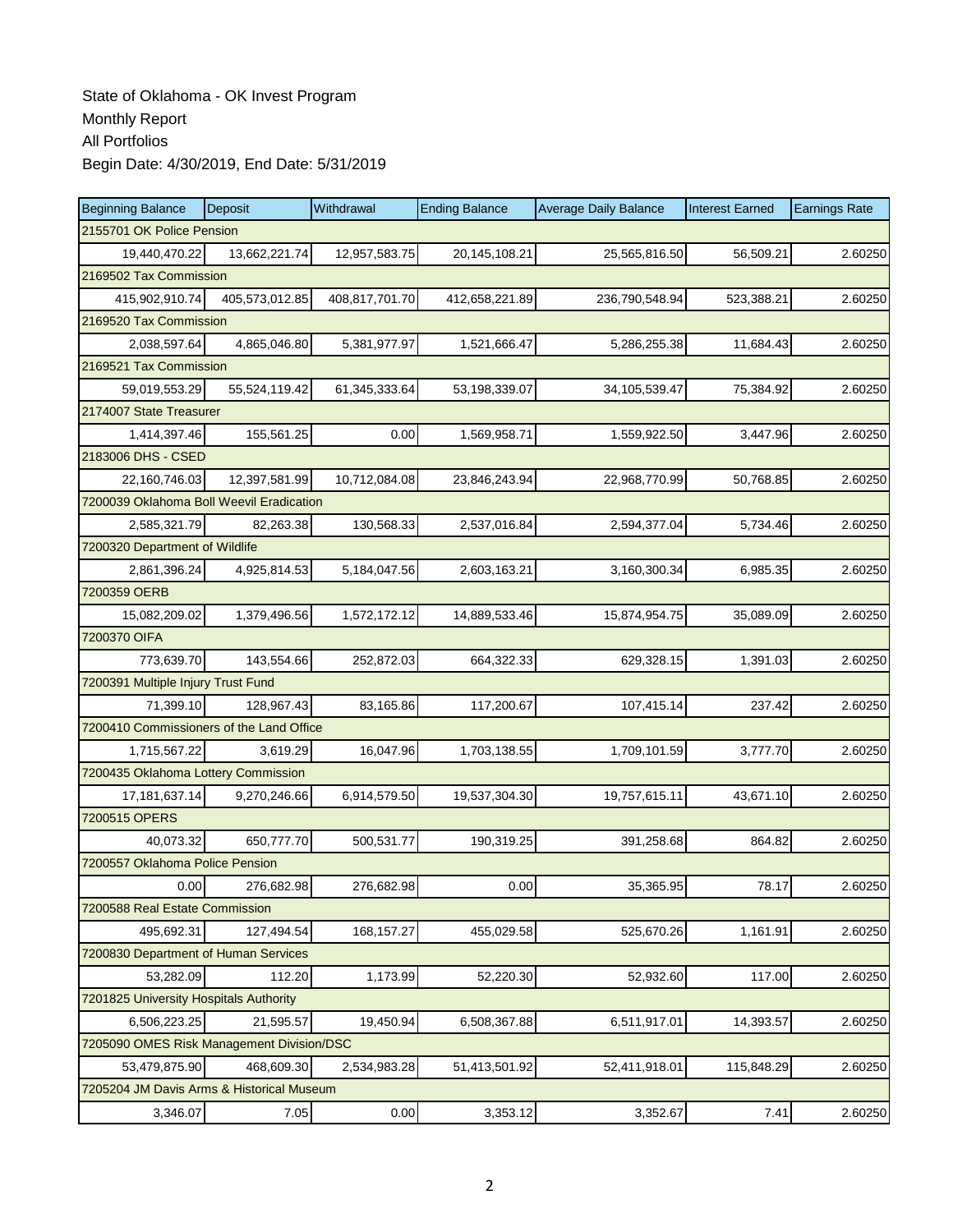State of Oklahoma - OK Invest Program
Monthly Report
All Portfolios
Begin Date: 4/30/2019, End Date: 5/31/2019

| Beginning Balance | Deposit | Withdrawal | Ending Balance | Average Daily Balance | Interest Earned | Earnings Rate |
|---|---|---|---|---|---|---|
| 2155701 OK Police Pension | | | | | | |
| 19,440,470.22 | 13,662,221.74 | 12,957,583.75 | 20,145,108.21 | 25,565,816.50 | 56,509.21 | 2.60250 |
| 2169502 Tax Commission | | | | | | |
| 415,902,910.74 | 405,573,012.85 | 408,817,701.70 | 412,658,221.89 | 236,790,548.94 | 523,388.21 | 2.60250 |
| 2169520 Tax Commission | | | | | | |
| 2,038,597.64 | 4,865,046.80 | 5,381,977.97 | 1,521,666.47 | 5,286,255.38 | 11,684.43 | 2.60250 |
| 2169521 Tax Commission | | | | | | |
| 59,019,553.29 | 55,524,119.42 | 61,345,333.64 | 53,198,339.07 | 34,105,539.47 | 75,384.92 | 2.60250 |
| 2174007 State Treasurer | | | | | | |
| 1,414,397.46 | 155,561.25 | 0.00 | 1,569,958.71 | 1,559,922.50 | 3,447.96 | 2.60250 |
| 2183006 DHS - CSED | | | | | | |
| 22,160,746.03 | 12,397,581.99 | 10,712,084.08 | 23,846,243.94 | 22,968,770.99 | 50,768.85 | 2.60250 |
| 7200039 Oklahoma Boll Weevil Eradication | | | | | | |
| 2,585,321.79 | 82,263.38 | 130,568.33 | 2,537,016.84 | 2,594,377.04 | 5,734.46 | 2.60250 |
| 7200320 Department of Wildlife | | | | | | |
| 2,861,396.24 | 4,925,814.53 | 5,184,047.56 | 2,603,163.21 | 3,160,300.34 | 6,985.35 | 2.60250 |
| 7200359 OERB | | | | | | |
| 15,082,209.02 | 1,379,496.56 | 1,572,172.12 | 14,889,533.46 | 15,874,954.75 | 35,089.09 | 2.60250 |
| 7200370 OIFA | | | | | | |
| 773,639.70 | 143,554.66 | 252,872.03 | 664,322.33 | 629,328.15 | 1,391.03 | 2.60250 |
| 7200391 Multiple Injury Trust Fund | | | | | | |
| 71,399.10 | 128,967.43 | 83,165.86 | 117,200.67 | 107,415.14 | 237.42 | 2.60250 |
| 7200410 Commissioners of the Land Office | | | | | | |
| 1,715,567.22 | 3,619.29 | 16,047.96 | 1,703,138.55 | 1,709,101.59 | 3,777.70 | 2.60250 |
| 7200435 Oklahoma Lottery Commission | | | | | | |
| 17,181,637.14 | 9,270,246.66 | 6,914,579.50 | 19,537,304.30 | 19,757,615.11 | 43,671.10 | 2.60250 |
| 7200515 OPERS | | | | | | |
| 40,073.32 | 650,777.70 | 500,531.77 | 190,319.25 | 391,258.68 | 864.82 | 2.60250 |
| 7200557 Oklahoma Police Pension | | | | | | |
| 0.00 | 276,682.98 | 276,682.98 | 0.00 | 35,365.95 | 78.17 | 2.60250 |
| 7200588 Real Estate Commission | | | | | | |
| 495,692.31 | 127,494.54 | 168,157.27 | 455,029.58 | 525,670.26 | 1,161.91 | 2.60250 |
| 7200830 Department of Human Services | | | | | | |
| 53,282.09 | 112.20 | 1,173.99 | 52,220.30 | 52,932.60 | 117.00 | 2.60250 |
| 7201825 University Hospitals Authority | | | | | | |
| 6,506,223.25 | 21,595.57 | 19,450.94 | 6,508,367.88 | 6,511,917.01 | 14,393.57 | 2.60250 |
| 7205090 OMES Risk Management Division/DSC | | | | | | |
| 53,479,875.90 | 468,609.30 | 2,534,983.28 | 51,413,501.92 | 52,411,918.01 | 115,848.29 | 2.60250 |
| 7205204 JM Davis Arms & Historical Museum | | | | | | |
| 3,346.07 | 7.05 | 0.00 | 3,353.12 | 3,352.67 | 7.41 | 2.60250 |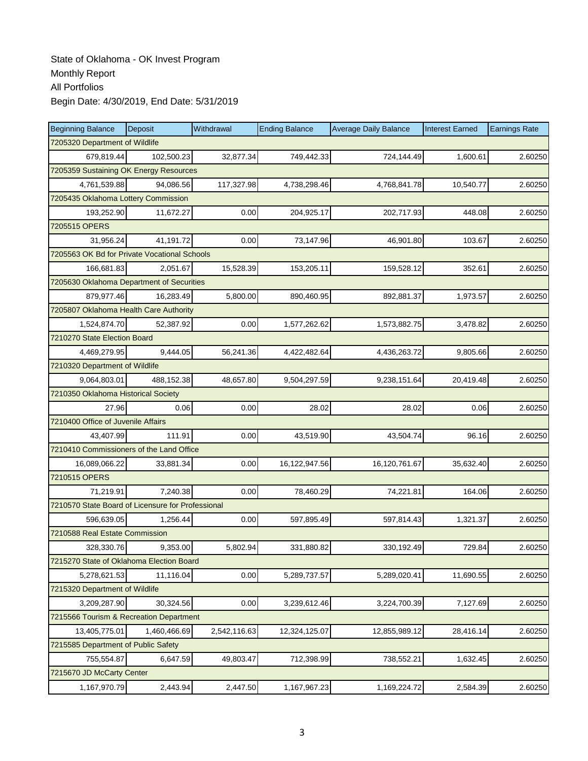State of Oklahoma - OK Invest Program
Monthly Report
All Portfolios
Begin Date: 4/30/2019, End Date: 5/31/2019

| Beginning Balance | Deposit | Withdrawal | Ending Balance | Average Daily Balance | Interest Earned | Earnings Rate |
|---|---|---|---|---|---|---|
| 7205320 Department of Wildlife | | | | | | |
| 679,819.44 | 102,500.23 | 32,877.34 | 749,442.33 | 724,144.49 | 1,600.61 | 2.60250 |
| 7205359 Sustaining OK Energy Resources | | | | | | |
| 4,761,539.88 | 94,086.56 | 117,327.98 | 4,738,298.46 | 4,768,841.78 | 10,540.77 | 2.60250 |
| 7205435 Oklahoma Lottery Commission | | | | | | |
| 193,252.90 | 11,672.27 | 0.00 | 204,925.17 | 202,717.93 | 448.08 | 2.60250 |
| 7205515 OPERS | | | | | | |
| 31,956.24 | 41,191.72 | 0.00 | 73,147.96 | 46,901.80 | 103.67 | 2.60250 |
| 7205563 OK Bd for Private Vocational Schools | | | | | | |
| 166,681.83 | 2,051.67 | 15,528.39 | 153,205.11 | 159,528.12 | 352.61 | 2.60250 |
| 7205630 Oklahoma Department of Securities | | | | | | |
| 879,977.46 | 16,283.49 | 5,800.00 | 890,460.95 | 892,881.37 | 1,973.57 | 2.60250 |
| 7205807 Oklahoma Health Care Authority | | | | | | |
| 1,524,874.70 | 52,387.92 | 0.00 | 1,577,262.62 | 1,573,882.75 | 3,478.82 | 2.60250 |
| 7210270 State Election Board | | | | | | |
| 4,469,279.95 | 9,444.05 | 56,241.36 | 4,422,482.64 | 4,436,263.72 | 9,805.66 | 2.60250 |
| 7210320 Department of Wildlife | | | | | | |
| 9,064,803.01 | 488,152.38 | 48,657.80 | 9,504,297.59 | 9,238,151.64 | 20,419.48 | 2.60250 |
| 7210350 Oklahoma Historical Society | | | | | | |
| 27.96 | 0.06 | 0.00 | 28.02 | 28.02 | 0.06 | 2.60250 |
| 7210400 Office of Juvenile Affairs | | | | | | |
| 43,407.99 | 111.91 | 0.00 | 43,519.90 | 43,504.74 | 96.16 | 2.60250 |
| 7210410 Commissioners of the Land Office | | | | | | |
| 16,089,066.22 | 33,881.34 | 0.00 | 16,122,947.56 | 16,120,761.67 | 35,632.40 | 2.60250 |
| 7210515 OPERS | | | | | | |
| 71,219.91 | 7,240.38 | 0.00 | 78,460.29 | 74,221.81 | 164.06 | 2.60250 |
| 7210570 State Board of Licensure for Professional | | | | | | |
| 596,639.05 | 1,256.44 | 0.00 | 597,895.49 | 597,814.43 | 1,321.37 | 2.60250 |
| 7210588 Real Estate Commission | | | | | | |
| 328,330.76 | 9,353.00 | 5,802.94 | 331,880.82 | 330,192.49 | 729.84 | 2.60250 |
| 7215270 State of Oklahoma Election Board | | | | | | |
| 5,278,621.53 | 11,116.04 | 0.00 | 5,289,737.57 | 5,289,020.41 | 11,690.55 | 2.60250 |
| 7215320 Department of Wildlife | | | | | | |
| 3,209,287.90 | 30,324.56 | 0.00 | 3,239,612.46 | 3,224,700.39 | 7,127.69 | 2.60250 |
| 7215566 Tourism & Recreation Department | | | | | | |
| 13,405,775.01 | 1,460,466.69 | 2,542,116.63 | 12,324,125.07 | 12,855,989.12 | 28,416.14 | 2.60250 |
| 7215585 Department of Public Safety | | | | | | |
| 755,554.87 | 6,647.59 | 49,803.47 | 712,398.99 | 738,552.21 | 1,632.45 | 2.60250 |
| 7215670 JD McCarty Center | | | | | | |
| 1,167,970.79 | 2,443.94 | 2,447.50 | 1,167,967.23 | 1,169,224.72 | 2,584.39 | 2.60250 |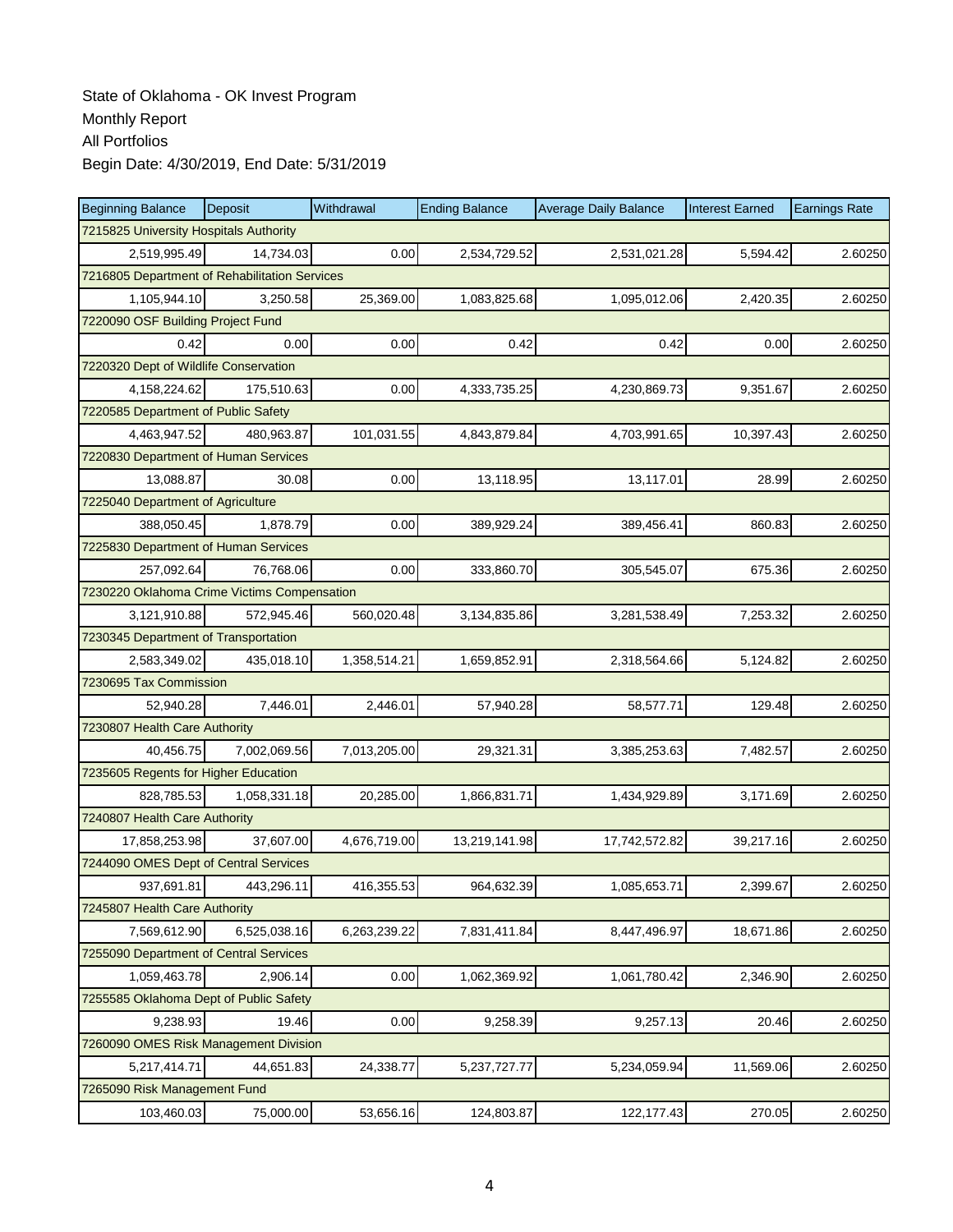State of Oklahoma - OK Invest Program
Monthly Report
All Portfolios
Begin Date: 4/30/2019, End Date: 5/31/2019

| Beginning Balance | Deposit | Withdrawal | Ending Balance | Average Daily Balance | Interest Earned | Earnings Rate |
|---|---|---|---|---|---|---|
| 7215825 University Hospitals Authority | | | | | | |
| 2,519,995.49 | 14,734.03 | 0.00 | 2,534,729.52 | 2,531,021.28 | 5,594.42 | 2.60250 |
| 7216805 Department of Rehabilitation Services | | | | | | |
| 1,105,944.10 | 3,250.58 | 25,369.00 | 1,083,825.68 | 1,095,012.06 | 2,420.35 | 2.60250 |
| 7220090 OSF Building Project Fund | | | | | | |
| 0.42 | 0.00 | 0.00 | 0.42 | 0.42 | 0.00 | 2.60250 |
| 7220320 Dept of Wildlife Conservation | | | | | | |
| 4,158,224.62 | 175,510.63 | 0.00 | 4,333,735.25 | 4,230,869.73 | 9,351.67 | 2.60250 |
| 7220585 Department of Public Safety | | | | | | |
| 4,463,947.52 | 480,963.87 | 101,031.55 | 4,843,879.84 | 4,703,991.65 | 10,397.43 | 2.60250 |
| 7220830 Department of Human Services | | | | | | |
| 13,088.87 | 30.08 | 0.00 | 13,118.95 | 13,117.01 | 28.99 | 2.60250 |
| 7225040 Department of Agriculture | | | | | | |
| 388,050.45 | 1,878.79 | 0.00 | 389,929.24 | 389,456.41 | 860.83 | 2.60250 |
| 7225830 Department of Human Services | | | | | | |
| 257,092.64 | 76,768.06 | 0.00 | 333,860.70 | 305,545.07 | 675.36 | 2.60250 |
| 7230220 Oklahoma Crime Victims Compensation | | | | | | |
| 3,121,910.88 | 572,945.46 | 560,020.48 | 3,134,835.86 | 3,281,538.49 | 7,253.32 | 2.60250 |
| 7230345 Department of Transportation | | | | | | |
| 2,583,349.02 | 435,018.10 | 1,358,514.21 | 1,659,852.91 | 2,318,564.66 | 5,124.82 | 2.60250 |
| 7230695 Tax Commission | | | | | | |
| 52,940.28 | 7,446.01 | 2,446.01 | 57,940.28 | 58,577.71 | 129.48 | 2.60250 |
| 7230807 Health Care Authority | | | | | | |
| 40,456.75 | 7,002,069.56 | 7,013,205.00 | 29,321.31 | 3,385,253.63 | 7,482.57 | 2.60250 |
| 7235605 Regents for Higher Education | | | | | | |
| 828,785.53 | 1,058,331.18 | 20,285.00 | 1,866,831.71 | 1,434,929.89 | 3,171.69 | 2.60250 |
| 7240807 Health Care Authority | | | | | | |
| 17,858,253.98 | 37,607.00 | 4,676,719.00 | 13,219,141.98 | 17,742,572.82 | 39,217.16 | 2.60250 |
| 7244090 OMES Dept of Central Services | | | | | | |
| 937,691.81 | 443,296.11 | 416,355.53 | 964,632.39 | 1,085,653.71 | 2,399.67 | 2.60250 |
| 7245807 Health Care Authority | | | | | | |
| 7,569,612.90 | 6,525,038.16 | 6,263,239.22 | 7,831,411.84 | 8,447,496.97 | 18,671.86 | 2.60250 |
| 7255090 Department of Central Services | | | | | | |
| 1,059,463.78 | 2,906.14 | 0.00 | 1,062,369.92 | 1,061,780.42 | 2,346.90 | 2.60250 |
| 7255585 Oklahoma Dept of Public Safety | | | | | | |
| 9,238.93 | 19.46 | 0.00 | 9,258.39 | 9,257.13 | 20.46 | 2.60250 |
| 7260090 OMES Risk Management Division | | | | | | |
| 5,217,414.71 | 44,651.83 | 24,338.77 | 5,237,727.77 | 5,234,059.94 | 11,569.06 | 2.60250 |
| 7265090 Risk Management Fund | | | | | | |
| 103,460.03 | 75,000.00 | 53,656.16 | 124,803.87 | 122,177.43 | 270.05 | 2.60250 |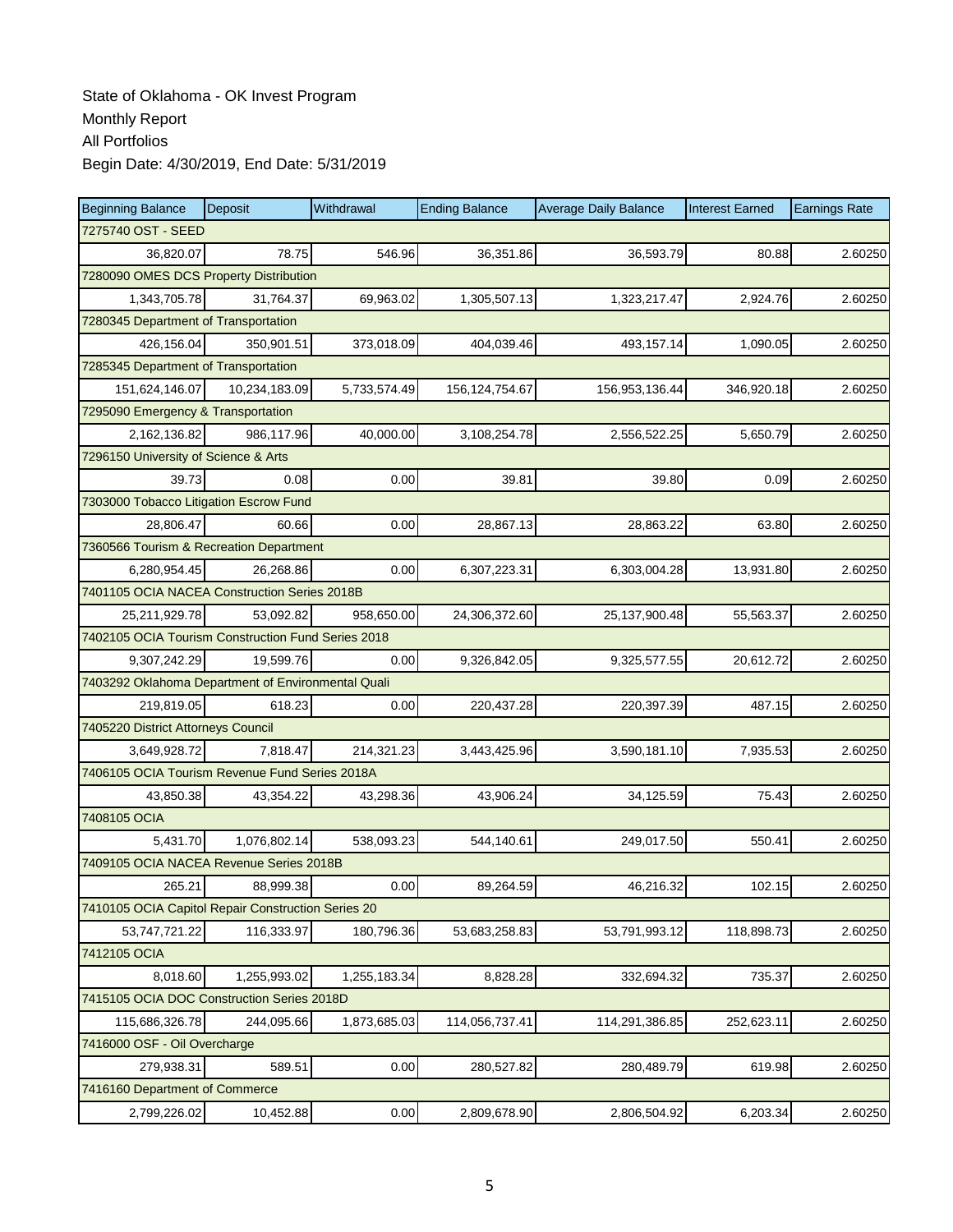State of Oklahoma - OK Invest Program
Monthly Report
All Portfolios
Begin Date: 4/30/2019, End Date: 5/31/2019

| Beginning Balance | Deposit | Withdrawal | Ending Balance | Average Daily Balance | Interest Earned | Earnings Rate |
|---|---|---|---|---|---|---|
| 7275740 OST - SEED | | | | | | |
| 36,820.07 | 78.75 | 546.96 | 36,351.86 | 36,593.79 | 80.88 | 2.60250 |
| 7280090 OMES DCS Property Distribution | | | | | | |
| 1,343,705.78 | 31,764.37 | 69,963.02 | 1,305,507.13 | 1,323,217.47 | 2,924.76 | 2.60250 |
| 7280345 Department of Transportation | | | | | | |
| 426,156.04 | 350,901.51 | 373,018.09 | 404,039.46 | 493,157.14 | 1,090.05 | 2.60250 |
| 7285345 Department of Transportation | | | | | | |
| 151,624,146.07 | 10,234,183.09 | 5,733,574.49 | 156,124,754.67 | 156,953,136.44 | 346,920.18 | 2.60250 |
| 7295090 Emergency & Transportation | | | | | | |
| 2,162,136.82 | 986,117.96 | 40,000.00 | 3,108,254.78 | 2,556,522.25 | 5,650.79 | 2.60250 |
| 7296150 University of Science & Arts | | | | | | |
| 39.73 | 0.08 | 0.00 | 39.81 | 39.80 | 0.09 | 2.60250 |
| 7303000 Tobacco Litigation Escrow Fund | | | | | | |
| 28,806.47 | 60.66 | 0.00 | 28,867.13 | 28,863.22 | 63.80 | 2.60250 |
| 7360566 Tourism & Recreation Department | | | | | | |
| 6,280,954.45 | 26,268.86 | 0.00 | 6,307,223.31 | 6,303,004.28 | 13,931.80 | 2.60250 |
| 7401105 OCIA NACEA Construction Series 2018B | | | | | | |
| 25,211,929.78 | 53,092.82 | 958,650.00 | 24,306,372.60 | 25,137,900.48 | 55,563.37 | 2.60250 |
| 7402105 OCIA Tourism Construction Fund Series 2018 | | | | | | |
| 9,307,242.29 | 19,599.76 | 0.00 | 9,326,842.05 | 9,325,577.55 | 20,612.72 | 2.60250 |
| 7403292 Oklahoma Department of Environmental Quali | | | | | | |
| 219,819.05 | 618.23 | 0.00 | 220,437.28 | 220,397.39 | 487.15 | 2.60250 |
| 7405220 District Attorneys Council | | | | | | |
| 3,649,928.72 | 7,818.47 | 214,321.23 | 3,443,425.96 | 3,590,181.10 | 7,935.53 | 2.60250 |
| 7406105 OCIA Tourism Revenue Fund Series 2018A | | | | | | |
| 43,850.38 | 43,354.22 | 43,298.36 | 43,906.24 | 34,125.59 | 75.43 | 2.60250 |
| 7408105 OCIA | | | | | | |
| 5,431.70 | 1,076,802.14 | 538,093.23 | 544,140.61 | 249,017.50 | 550.41 | 2.60250 |
| 7409105 OCIA NACEA Revenue Series 2018B | | | | | | |
| 265.21 | 88,999.38 | 0.00 | 89,264.59 | 46,216.32 | 102.15 | 2.60250 |
| 7410105 OCIA Capitol Repair Construction Series 20 | | | | | | |
| 53,747,721.22 | 116,333.97 | 180,796.36 | 53,683,258.83 | 53,791,993.12 | 118,898.73 | 2.60250 |
| 7412105 OCIA | | | | | | |
| 8,018.60 | 1,255,993.02 | 1,255,183.34 | 8,828.28 | 332,694.32 | 735.37 | 2.60250 |
| 7415105 OCIA DOC Construction Series 2018D | | | | | | |
| 115,686,326.78 | 244,095.66 | 1,873,685.03 | 114,056,737.41 | 114,291,386.85 | 252,623.11 | 2.60250 |
| 7416000 OSF - Oil Overcharge | | | | | | |
| 279,938.31 | 589.51 | 0.00 | 280,527.82 | 280,489.79 | 619.98 | 2.60250 |
| 7416160 Department of Commerce | | | | | | |
| 2,799,226.02 | 10,452.88 | 0.00 | 2,809,678.90 | 2,806,504.92 | 6,203.34 | 2.60250 |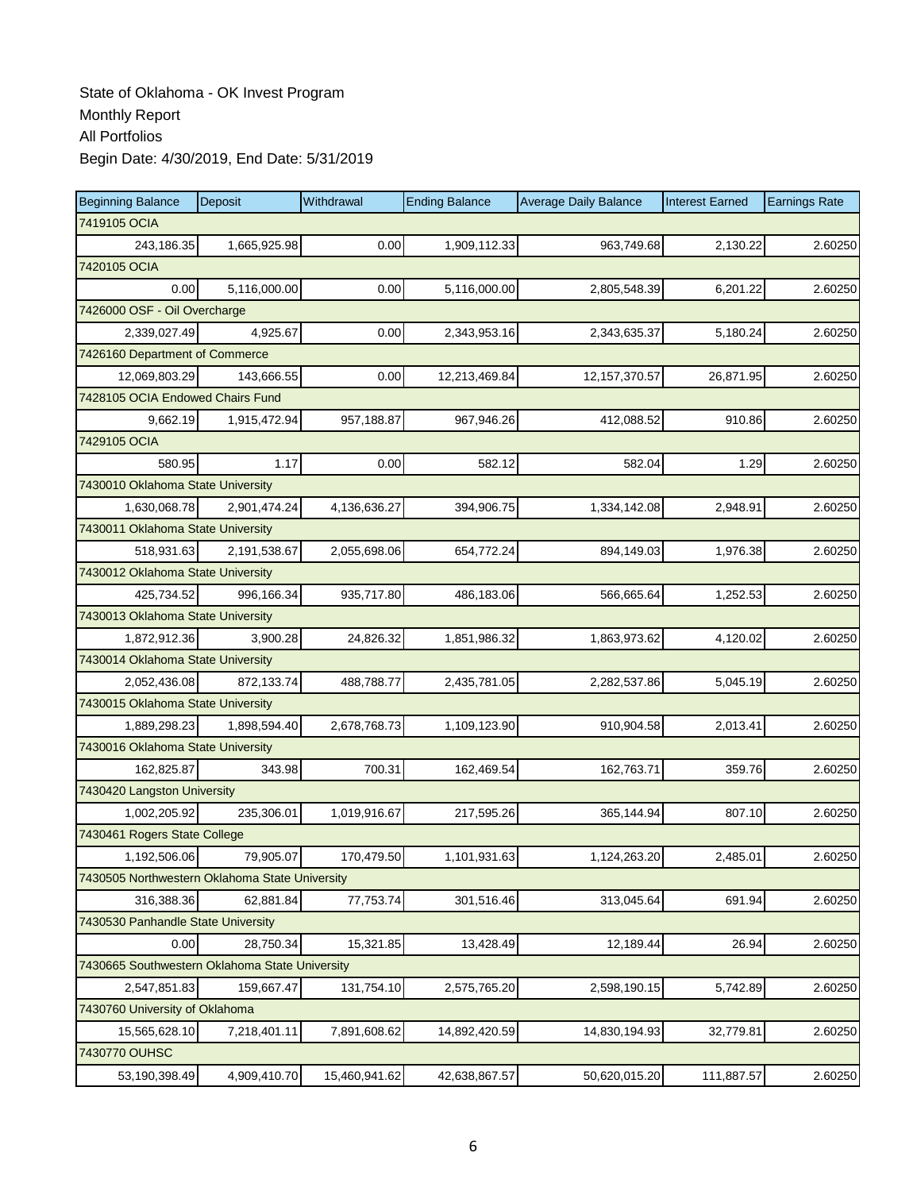State of Oklahoma - OK Invest Program

Monthly Report

All Portfolios

Begin Date: 4/30/2019, End Date: 5/31/2019

| Beginning Balance | Deposit | Withdrawal | Ending Balance | Average Daily Balance | Interest Earned | Earnings Rate |
|---|---|---|---|---|---|---|
| 7419105 OCIA | | | | | | |
| 243,186.35 | 1,665,925.98 | 0.00 | 1,909,112.33 | 963,749.68 | 2,130.22 | 2.60250 |
| 7420105 OCIA | | | | | | |
| 0.00 | 5,116,000.00 | 0.00 | 5,116,000.00 | 2,805,548.39 | 6,201.22 | 2.60250 |
| 7426000 OSF - Oil Overcharge | | | | | | |
| 2,339,027.49 | 4,925.67 | 0.00 | 2,343,953.16 | 2,343,635.37 | 5,180.24 | 2.60250 |
| 7426160 Department of Commerce | | | | | | |
| 12,069,803.29 | 143,666.55 | 0.00 | 12,213,469.84 | 12,157,370.57 | 26,871.95 | 2.60250 |
| 7428105 OCIA Endowed Chairs Fund | | | | | | |
| 9,662.19 | 1,915,472.94 | 957,188.87 | 967,946.26 | 412,088.52 | 910.86 | 2.60250 |
| 7429105 OCIA | | | | | | |
| 580.95 | 1.17 | 0.00 | 582.12 | 582.04 | 1.29 | 2.60250 |
| 7430010 Oklahoma State University | | | | | | |
| 1,630,068.78 | 2,901,474.24 | 4,136,636.27 | 394,906.75 | 1,334,142.08 | 2,948.91 | 2.60250 |
| 7430011 Oklahoma State University | | | | | | |
| 518,931.63 | 2,191,538.67 | 2,055,698.06 | 654,772.24 | 894,149.03 | 1,976.38 | 2.60250 |
| 7430012 Oklahoma State University | | | | | | |
| 425,734.52 | 996,166.34 | 935,717.80 | 486,183.06 | 566,665.64 | 1,252.53 | 2.60250 |
| 7430013 Oklahoma State University | | | | | | |
| 1,872,912.36 | 3,900.28 | 24,826.32 | 1,851,986.32 | 1,863,973.62 | 4,120.02 | 2.60250 |
| 7430014 Oklahoma State University | | | | | | |
| 2,052,436.08 | 872,133.74 | 488,788.77 | 2,435,781.05 | 2,282,537.86 | 5,045.19 | 2.60250 |
| 7430015 Oklahoma State University | | | | | | |
| 1,889,298.23 | 1,898,594.40 | 2,678,768.73 | 1,109,123.90 | 910,904.58 | 2,013.41 | 2.60250 |
| 7430016 Oklahoma State University | | | | | | |
| 162,825.87 | 343.98 | 700.31 | 162,469.54 | 162,763.71 | 359.76 | 2.60250 |
| 7430420 Langston University | | | | | | |
| 1,002,205.92 | 235,306.01 | 1,019,916.67 | 217,595.26 | 365,144.94 | 807.10 | 2.60250 |
| 7430461 Rogers State College | | | | | | |
| 1,192,506.06 | 79,905.07 | 170,479.50 | 1,101,931.63 | 1,124,263.20 | 2,485.01 | 2.60250 |
| 7430505 Northwestern Oklahoma State University | | | | | | |
| 316,388.36 | 62,881.84 | 77,753.74 | 301,516.46 | 313,045.64 | 691.94 | 2.60250 |
| 7430530 Panhandle State University | | | | | | |
| 0.00 | 28,750.34 | 15,321.85 | 13,428.49 | 12,189.44 | 26.94 | 2.60250 |
| 7430665 Southwestern Oklahoma State University | | | | | | |
| 2,547,851.83 | 159,667.47 | 131,754.10 | 2,575,765.20 | 2,598,190.15 | 5,742.89 | 2.60250 |
| 7430760 University of Oklahoma | | | | | | |
| 15,565,628.10 | 7,218,401.11 | 7,891,608.62 | 14,892,420.59 | 14,830,194.93 | 32,779.81 | 2.60250 |
| 7430770 OUHSC | | | | | | |
| 53,190,398.49 | 4,909,410.70 | 15,460,941.62 | 42,638,867.57 | 50,620,015.20 | 111,887.57 | 2.60250 |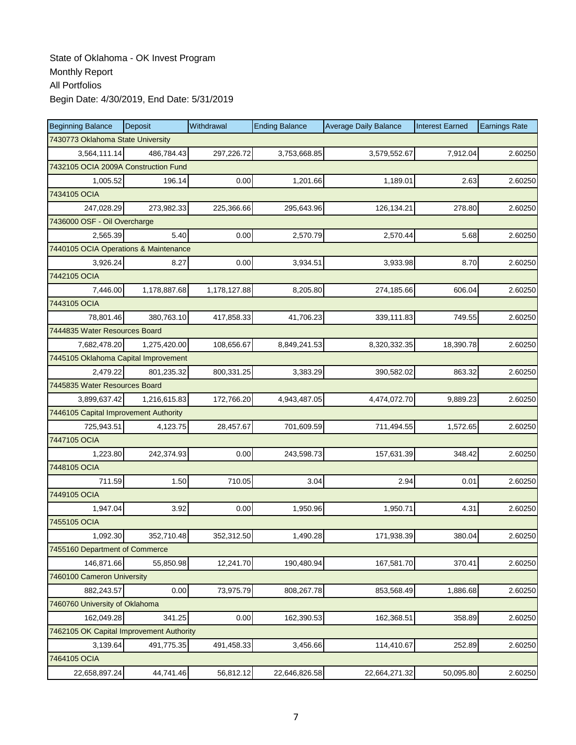State of Oklahoma - OK Invest Program
Monthly Report
All Portfolios
Begin Date: 4/30/2019, End Date: 5/31/2019

| Beginning Balance | Deposit | Withdrawal | Ending Balance | Average Daily Balance | Interest Earned | Earnings Rate |
|---|---|---|---|---|---|---|
| 7430773 Oklahoma State University | | | | | | |
| 3,564,111.14 | 486,784.43 | 297,226.72 | 3,753,668.85 | 3,579,552.67 | 7,912.04 | 2.60250 |
| 7432105 OCIA 2009A Construction Fund | | | | | | |
| 1,005.52 | 196.14 | 0.00 | 1,201.66 | 1,189.01 | 2.63 | 2.60250 |
| 7434105 OCIA | | | | | | |
| 247,028.29 | 273,982.33 | 225,366.66 | 295,643.96 | 126,134.21 | 278.80 | 2.60250 |
| 7436000 OSF - Oil Overcharge | | | | | | |
| 2,565.39 | 5.40 | 0.00 | 2,570.79 | 2,570.44 | 5.68 | 2.60250 |
| 7440105 OCIA Operations & Maintenance | | | | | | |
| 3,926.24 | 8.27 | 0.00 | 3,934.51 | 3,933.98 | 8.70 | 2.60250 |
| 7442105 OCIA | | | | | | |
| 7,446.00 | 1,178,887.68 | 1,178,127.88 | 8,205.80 | 274,185.66 | 606.04 | 2.60250 |
| 7443105 OCIA | | | | | | |
| 78,801.46 | 380,763.10 | 417,858.33 | 41,706.23 | 339,111.83 | 749.55 | 2.60250 |
| 7444835 Water Resources Board | | | | | | |
| 7,682,478.20 | 1,275,420.00 | 108,656.67 | 8,849,241.53 | 8,320,332.35 | 18,390.78 | 2.60250 |
| 7445105 Oklahoma Capital Improvement | | | | | | |
| 2,479.22 | 801,235.32 | 800,331.25 | 3,383.29 | 390,582.02 | 863.32 | 2.60250 |
| 7445835 Water Resources Board | | | | | | |
| 3,899,637.42 | 1,216,615.83 | 172,766.20 | 4,943,487.05 | 4,474,072.70 | 9,889.23 | 2.60250 |
| 7446105 Capital Improvement Authority | | | | | | |
| 725,943.51 | 4,123.75 | 28,457.67 | 701,609.59 | 711,494.55 | 1,572.65 | 2.60250 |
| 7447105 OCIA | | | | | | |
| 1,223.80 | 242,374.93 | 0.00 | 243,598.73 | 157,631.39 | 348.42 | 2.60250 |
| 7448105 OCIA | | | | | | |
| 711.59 | 1.50 | 710.05 | 3.04 | 2.94 | 0.01 | 2.60250 |
| 7449105 OCIA | | | | | | |
| 1,947.04 | 3.92 | 0.00 | 1,950.96 | 1,950.71 | 4.31 | 2.60250 |
| 7455105 OCIA | | | | | | |
| 1,092.30 | 352,710.48 | 352,312.50 | 1,490.28 | 171,938.39 | 380.04 | 2.60250 |
| 7455160 Department of Commerce | | | | | | |
| 146,871.66 | 55,850.98 | 12,241.70 | 190,480.94 | 167,581.70 | 370.41 | 2.60250 |
| 7460100 Cameron University | | | | | | |
| 882,243.57 | 0.00 | 73,975.79 | 808,267.78 | 853,568.49 | 1,886.68 | 2.60250 |
| 7460760 University of Oklahoma | | | | | | |
| 162,049.28 | 341.25 | 0.00 | 162,390.53 | 162,368.51 | 358.89 | 2.60250 |
| 7462105 OK Capital Improvement Authority | | | | | | |
| 3,139.64 | 491,775.35 | 491,458.33 | 3,456.66 | 114,410.67 | 252.89 | 2.60250 |
| 7464105 OCIA | | | | | | |
| 22,658,897.24 | 44,741.46 | 56,812.12 | 22,646,826.58 | 22,664,271.32 | 50,095.80 | 2.60250 |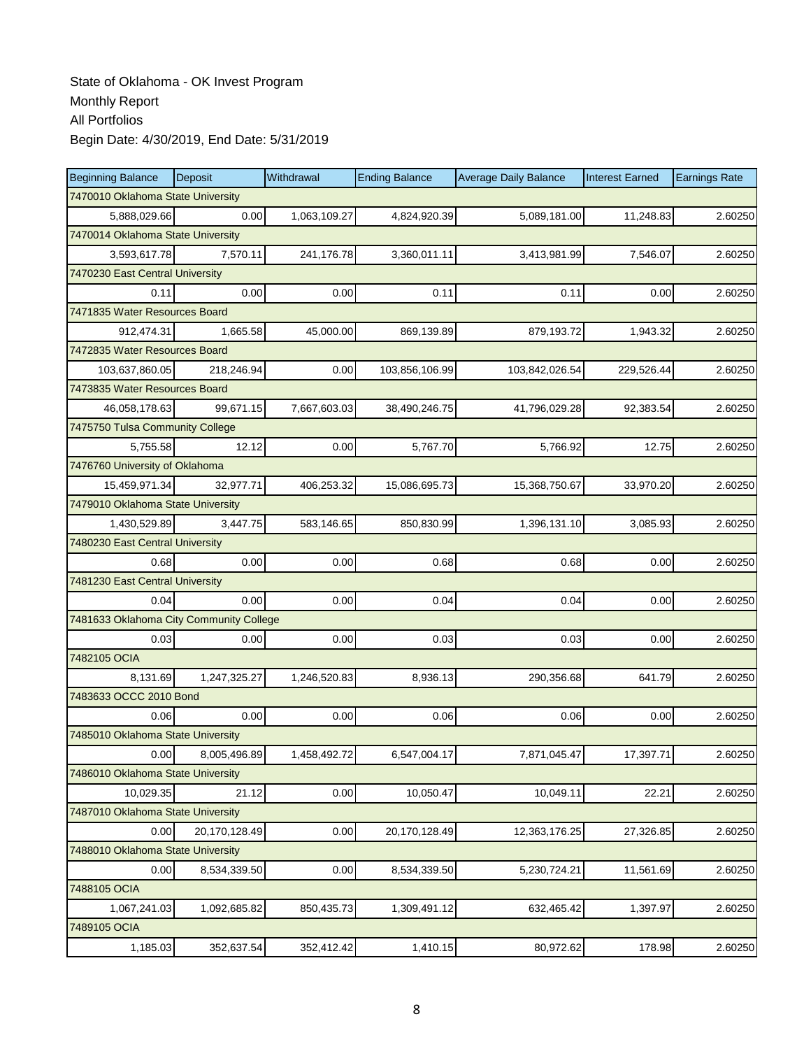State of Oklahoma - OK Invest Program

Monthly Report

All Portfolios

Begin Date: 4/30/2019, End Date: 5/31/2019

| Beginning Balance | Deposit | Withdrawal | Ending Balance | Average Daily Balance | Interest Earned | Earnings Rate |
|---|---|---|---|---|---|---|
| 7470010 Oklahoma State University | | | | | | |
| 5,888,029.66 | 0.00 | 1,063,109.27 | 4,824,920.39 | 5,089,181.00 | 11,248.83 | 2.60250 |
| 7470014 Oklahoma State University | | | | | | |
| 3,593,617.78 | 7,570.11 | 241,176.78 | 3,360,011.11 | 3,413,981.99 | 7,546.07 | 2.60250 |
| 7470230 East Central University | | | | | | |
| 0.11 | 0.00 | 0.00 | 0.11 | 0.11 | 0.00 | 2.60250 |
| 7471835 Water Resources Board | | | | | | |
| 912,474.31 | 1,665.58 | 45,000.00 | 869,139.89 | 879,193.72 | 1,943.32 | 2.60250 |
| 7472835 Water Resources Board | | | | | | |
| 103,637,860.05 | 218,246.94 | 0.00 | 103,856,106.99 | 103,842,026.54 | 229,526.44 | 2.60250 |
| 7473835 Water Resources Board | | | | | | |
| 46,058,178.63 | 99,671.15 | 7,667,603.03 | 38,490,246.75 | 41,796,029.28 | 92,383.54 | 2.60250 |
| 7475750 Tulsa Community College | | | | | | |
| 5,755.58 | 12.12 | 0.00 | 5,767.70 | 5,766.92 | 12.75 | 2.60250 |
| 7476760 University of Oklahoma | | | | | | |
| 15,459,971.34 | 32,977.71 | 406,253.32 | 15,086,695.73 | 15,368,750.67 | 33,970.20 | 2.60250 |
| 7479010 Oklahoma State University | | | | | | |
| 1,430,529.89 | 3,447.75 | 583,146.65 | 850,830.99 | 1,396,131.10 | 3,085.93 | 2.60250 |
| 7480230 East Central University | | | | | | |
| 0.68 | 0.00 | 0.00 | 0.68 | 0.68 | 0.00 | 2.60250 |
| 7481230 East Central University | | | | | | |
| 0.04 | 0.00 | 0.00 | 0.04 | 0.04 | 0.00 | 2.60250 |
| 7481633 Oklahoma City Community College | | | | | | |
| 0.03 | 0.00 | 0.00 | 0.03 | 0.03 | 0.00 | 2.60250 |
| 7482105 OCIA | | | | | | |
| 8,131.69 | 1,247,325.27 | 1,246,520.83 | 8,936.13 | 290,356.68 | 641.79 | 2.60250 |
| 7483633 OCCC 2010 Bond | | | | | | |
| 0.06 | 0.00 | 0.00 | 0.06 | 0.06 | 0.00 | 2.60250 |
| 7485010 Oklahoma State University | | | | | | |
| 0.00 | 8,005,496.89 | 1,458,492.72 | 6,547,004.17 | 7,871,045.47 | 17,397.71 | 2.60250 |
| 7486010 Oklahoma State University | | | | | | |
| 10,029.35 | 21.12 | 0.00 | 10,050.47 | 10,049.11 | 22.21 | 2.60250 |
| 7487010 Oklahoma State University | | | | | | |
| 0.00 | 20,170,128.49 | 0.00 | 20,170,128.49 | 12,363,176.25 | 27,326.85 | 2.60250 |
| 7488010 Oklahoma State University | | | | | | |
| 0.00 | 8,534,339.50 | 0.00 | 8,534,339.50 | 5,230,724.21 | 11,561.69 | 2.60250 |
| 7488105 OCIA | | | | | | |
| 1,067,241.03 | 1,092,685.82 | 850,435.73 | 1,309,491.12 | 632,465.42 | 1,397.97 | 2.60250 |
| 7489105 OCIA | | | | | | |
| 1,185.03 | 352,637.54 | 352,412.42 | 1,410.15 | 80,972.62 | 178.98 | 2.60250 |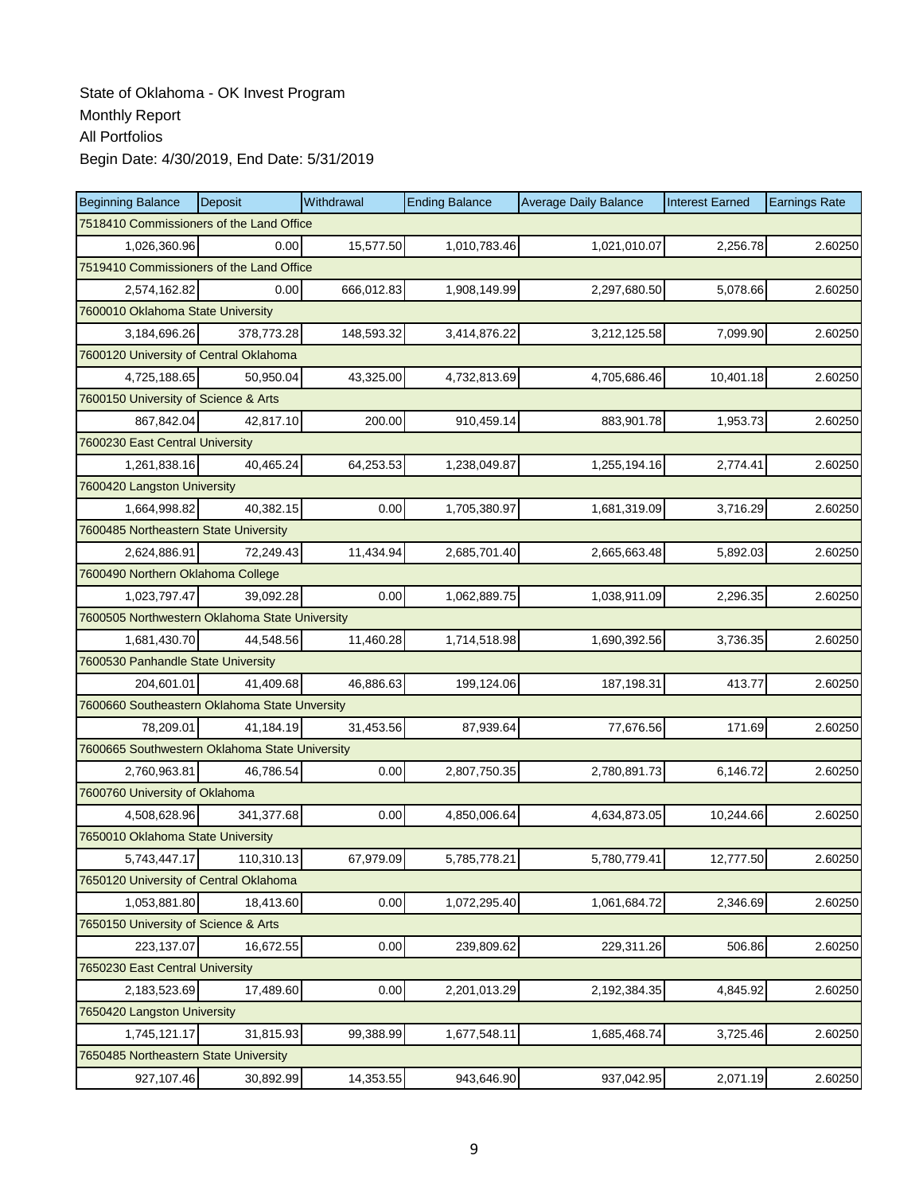State of Oklahoma - OK Invest Program
Monthly Report
All Portfolios
Begin Date: 4/30/2019, End Date: 5/31/2019

| Beginning Balance | Deposit | Withdrawal | Ending Balance | Average Daily Balance | Interest Earned | Earnings Rate |
|---|---|---|---|---|---|---|
| 7518410 Commissioners of the Land Office | | | | | | |
| 1,026,360.96 | 0.00 | 15,577.50 | 1,010,783.46 | 1,021,010.07 | 2,256.78 | 2.60250 |
| 7519410 Commissioners of the Land Office | | | | | | |
| 2,574,162.82 | 0.00 | 666,012.83 | 1,908,149.99 | 2,297,680.50 | 5,078.66 | 2.60250 |
| 7600010 Oklahoma State University | | | | | | |
| 3,184,696.26 | 378,773.28 | 148,593.32 | 3,414,876.22 | 3,212,125.58 | 7,099.90 | 2.60250 |
| 7600120 University of Central Oklahoma | | | | | | |
| 4,725,188.65 | 50,950.04 | 43,325.00 | 4,732,813.69 | 4,705,686.46 | 10,401.18 | 2.60250 |
| 7600150 University of Science & Arts | | | | | | |
| 867,842.04 | 42,817.10 | 200.00 | 910,459.14 | 883,901.78 | 1,953.73 | 2.60250 |
| 7600230 East Central University | | | | | | |
| 1,261,838.16 | 40,465.24 | 64,253.53 | 1,238,049.87 | 1,255,194.16 | 2,774.41 | 2.60250 |
| 7600420 Langston University | | | | | | |
| 1,664,998.82 | 40,382.15 | 0.00 | 1,705,380.97 | 1,681,319.09 | 3,716.29 | 2.60250 |
| 7600485 Northeastern State University | | | | | | |
| 2,624,886.91 | 72,249.43 | 11,434.94 | 2,685,701.40 | 2,665,663.48 | 5,892.03 | 2.60250 |
| 7600490 Northern Oklahoma College | | | | | | |
| 1,023,797.47 | 39,092.28 | 0.00 | 1,062,889.75 | 1,038,911.09 | 2,296.35 | 2.60250 |
| 7600505 Northwestern Oklahoma State University | | | | | | |
| 1,681,430.70 | 44,548.56 | 11,460.28 | 1,714,518.98 | 1,690,392.56 | 3,736.35 | 2.60250 |
| 7600530 Panhandle State University | | | | | | |
| 204,601.01 | 41,409.68 | 46,886.63 | 199,124.06 | 187,198.31 | 413.77 | 2.60250 |
| 7600660 Southeastern Oklahoma State Unversity | | | | | | |
| 78,209.01 | 41,184.19 | 31,453.56 | 87,939.64 | 77,676.56 | 171.69 | 2.60250 |
| 7600665 Southwestern Oklahoma State University | | | | | | |
| 2,760,963.81 | 46,786.54 | 0.00 | 2,807,750.35 | 2,780,891.73 | 6,146.72 | 2.60250 |
| 7600760 University of Oklahoma | | | | | | |
| 4,508,628.96 | 341,377.68 | 0.00 | 4,850,006.64 | 4,634,873.05 | 10,244.66 | 2.60250 |
| 7650010 Oklahoma State University | | | | | | |
| 5,743,447.17 | 110,310.13 | 67,979.09 | 5,785,778.21 | 5,780,779.41 | 12,777.50 | 2.60250 |
| 7650120 University of Central Oklahoma | | | | | | |
| 1,053,881.80 | 18,413.60 | 0.00 | 1,072,295.40 | 1,061,684.72 | 2,346.69 | 2.60250 |
| 7650150 University of Science & Arts | | | | | | |
| 223,137.07 | 16,672.55 | 0.00 | 239,809.62 | 229,311.26 | 506.86 | 2.60250 |
| 7650230 East Central University | | | | | | |
| 2,183,523.69 | 17,489.60 | 0.00 | 2,201,013.29 | 2,192,384.35 | 4,845.92 | 2.60250 |
| 7650420 Langston University | | | | | | |
| 1,745,121.17 | 31,815.93 | 99,388.99 | 1,677,548.11 | 1,685,468.74 | 3,725.46 | 2.60250 |
| 7650485 Northeastern State University | | | | | | |
| 927,107.46 | 30,892.99 | 14,353.55 | 943,646.90 | 937,042.95 | 2,071.19 | 2.60250 |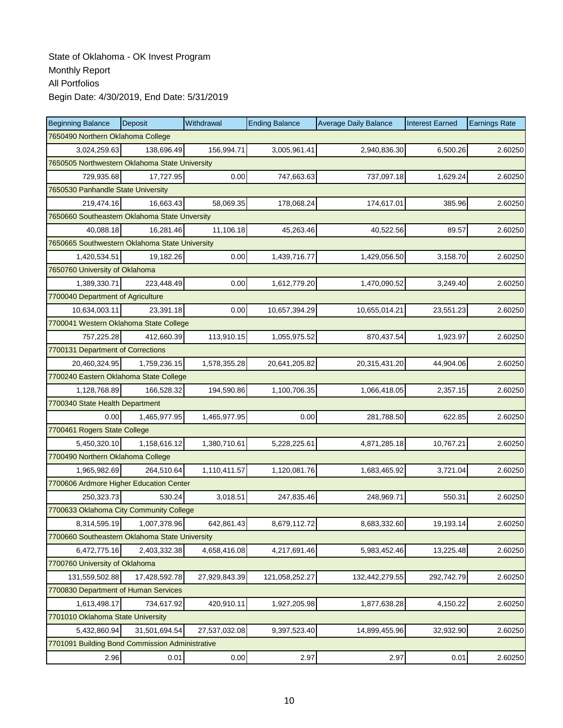State of Oklahoma - OK Invest Program

Monthly Report

All Portfolios

Begin Date: 4/30/2019, End Date: 5/31/2019

| Beginning Balance | Deposit | Withdrawal | Ending Balance | Average Daily Balance | Interest Earned | Earnings Rate |
|---|---|---|---|---|---|---|
| 7650490 Northern Oklahoma College | | | | | | |
| 3,024,259.63 | 138,696.49 | 156,994.71 | 3,005,961.41 | 2,940,836.30 | 6,500.26 | 2.60250 |
| 7650505 Northwestern Oklahoma State University | | | | | | |
| 729,935.68 | 17,727.95 | 0.00 | 747,663.63 | 737,097.18 | 1,629.24 | 2.60250 |
| 7650530 Panhandle State University | | | | | | |
| 219,474.16 | 16,663.43 | 58,069.35 | 178,068.24 | 174,617.01 | 385.96 | 2.60250 |
| 7650660 Southeastern Oklahoma State Unversity | | | | | | |
| 40,088.18 | 16,281.46 | 11,106.18 | 45,263.46 | 40,522.56 | 89.57 | 2.60250 |
| 7650665 Southwestern Oklahoma State University | | | | | | |
| 1,420,534.51 | 19,182.26 | 0.00 | 1,439,716.77 | 1,429,056.50 | 3,158.70 | 2.60250 |
| 7650760 University of Oklahoma | | | | | | |
| 1,389,330.71 | 223,448.49 | 0.00 | 1,612,779.20 | 1,470,090.52 | 3,249.40 | 2.60250 |
| 7700040 Department of Agriculture | | | | | | |
| 10,634,003.11 | 23,391.18 | 0.00 | 10,657,394.29 | 10,655,014.21 | 23,551.23 | 2.60250 |
| 7700041 Western Oklahoma State College | | | | | | |
| 757,225.28 | 412,660.39 | 113,910.15 | 1,055,975.52 | 870,437.54 | 1,923.97 | 2.60250 |
| 7700131 Department of Corrections | | | | | | |
| 20,460,324.95 | 1,759,236.15 | 1,578,355.28 | 20,641,205.82 | 20,315,431.20 | 44,904.06 | 2.60250 |
| 7700240 Eastern Oklahoma State College | | | | | | |
| 1,128,768.89 | 166,528.32 | 194,590.86 | 1,100,706.35 | 1,066,418.05 | 2,357.15 | 2.60250 |
| 7700340 State Health Department | | | | | | |
| 0.00 | 1,465,977.95 | 1,465,977.95 | 0.00 | 281,788.50 | 622.85 | 2.60250 |
| 7700461 Rogers State College | | | | | | |
| 5,450,320.10 | 1,158,616.12 | 1,380,710.61 | 5,228,225.61 | 4,871,285.18 | 10,767.21 | 2.60250 |
| 7700490 Northern Oklahoma College | | | | | | |
| 1,965,982.69 | 264,510.64 | 1,110,411.57 | 1,120,081.76 | 1,683,465.92 | 3,721.04 | 2.60250 |
| 7700606 Ardmore Higher Education Center | | | | | | |
| 250,323.73 | 530.24 | 3,018.51 | 247,835.46 | 248,969.71 | 550.31 | 2.60250 |
| 7700633 Oklahoma City Community College | | | | | | |
| 8,314,595.19 | 1,007,378.96 | 642,861.43 | 8,679,112.72 | 8,683,332.60 | 19,193.14 | 2.60250 |
| 7700660 Southeastern Oklahoma State University | | | | | | |
| 6,472,775.16 | 2,403,332.38 | 4,658,416.08 | 4,217,691.46 | 5,983,452.46 | 13,225.48 | 2.60250 |
| 7700760 University of Oklahoma | | | | | | |
| 131,559,502.88 | 17,428,592.78 | 27,929,843.39 | 121,058,252.27 | 132,442,279.55 | 292,742.79 | 2.60250 |
| 7700830 Department of Human Services | | | | | | |
| 1,613,498.17 | 734,617.92 | 420,910.11 | 1,927,205.98 | 1,877,638.28 | 4,150.22 | 2.60250 |
| 7701010 Oklahoma State University | | | | | | |
| 5,432,860.94 | 31,501,694.54 | 27,537,032.08 | 9,397,523.40 | 14,899,455.96 | 32,932.90 | 2.60250 |
| 7701091 Building Bond Commission Administrative | | | | | | |
| 2.96 | 0.01 | 0.00 | 2.97 | 2.97 | 0.01 | 2.60250 |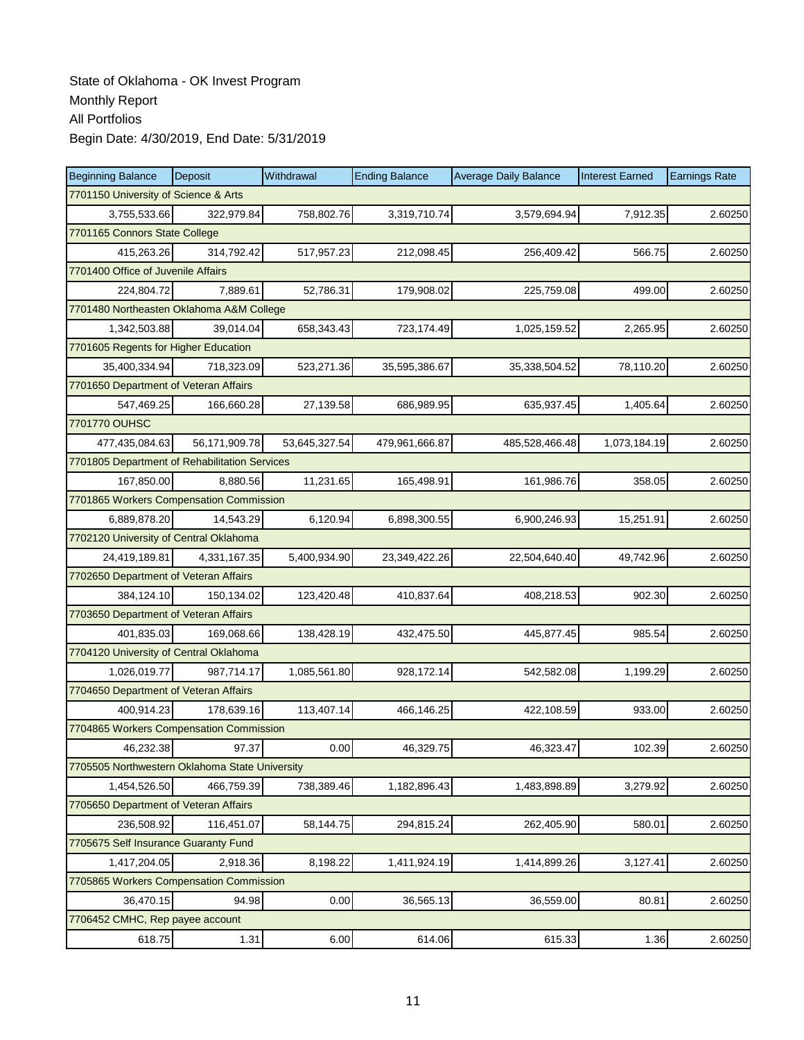State of Oklahoma - OK Invest Program
Monthly Report
All Portfolios
Begin Date: 4/30/2019, End Date: 5/31/2019

| Beginning Balance | Deposit | Withdrawal | Ending Balance | Average Daily Balance | Interest Earned | Earnings Rate |
|---|---|---|---|---|---|---|
| 7701150 University of Science & Arts | | | | | | |
| 3,755,533.66 | 322,979.84 | 758,802.76 | 3,319,710.74 | 3,579,694.94 | 7,912.35 | 2.60250 |
| 7701165 Connors State College | | | | | | |
| 415,263.26 | 314,792.42 | 517,957.23 | 212,098.45 | 256,409.42 | 566.75 | 2.60250 |
| 7701400 Office of Juvenile Affairs | | | | | | |
| 224,804.72 | 7,889.61 | 52,786.31 | 179,908.02 | 225,759.08 | 499.00 | 2.60250 |
| 7701480 Northeasten Oklahoma A&M College | | | | | | |
| 1,342,503.88 | 39,014.04 | 658,343.43 | 723,174.49 | 1,025,159.52 | 2,265.95 | 2.60250 |
| 7701605 Regents for Higher Education | | | | | | |
| 35,400,334.94 | 718,323.09 | 523,271.36 | 35,595,386.67 | 35,338,504.52 | 78,110.20 | 2.60250 |
| 7701650 Department of Veteran Affairs | | | | | | |
| 547,469.25 | 166,660.28 | 27,139.58 | 686,989.95 | 635,937.45 | 1,405.64 | 2.60250 |
| 7701770 OUHSC | | | | | | |
| 477,435,084.63 | 56,171,909.78 | 53,645,327.54 | 479,961,666.87 | 485,528,466.48 | 1,073,184.19 | 2.60250 |
| 7701805 Department of Rehabilitation Services | | | | | | |
| 167,850.00 | 8,880.56 | 11,231.65 | 165,498.91 | 161,986.76 | 358.05 | 2.60250 |
| 7701865 Workers Compensation Commission | | | | | | |
| 6,889,878.20 | 14,543.29 | 6,120.94 | 6,898,300.55 | 6,900,246.93 | 15,251.91 | 2.60250 |
| 7702120 University of Central Oklahoma | | | | | | |
| 24,419,189.81 | 4,331,167.35 | 5,400,934.90 | 23,349,422.26 | 22,504,640.40 | 49,742.96 | 2.60250 |
| 7702650 Department of Veteran Affairs | | | | | | |
| 384,124.10 | 150,134.02 | 123,420.48 | 410,837.64 | 408,218.53 | 902.30 | 2.60250 |
| 7703650 Department of Veteran Affairs | | | | | | |
| 401,835.03 | 169,068.66 | 138,428.19 | 432,475.50 | 445,877.45 | 985.54 | 2.60250 |
| 7704120 University of Central Oklahoma | | | | | | |
| 1,026,019.77 | 987,714.17 | 1,085,561.80 | 928,172.14 | 542,582.08 | 1,199.29 | 2.60250 |
| 7704650 Department of Veteran Affairs | | | | | | |
| 400,914.23 | 178,639.16 | 113,407.14 | 466,146.25 | 422,108.59 | 933.00 | 2.60250 |
| 7704865 Workers Compensation Commission | | | | | | |
| 46,232.38 | 97.37 | 0.00 | 46,329.75 | 46,323.47 | 102.39 | 2.60250 |
| 7705505 Northwestern Oklahoma State University | | | | | | |
| 1,454,526.50 | 466,759.39 | 738,389.46 | 1,182,896.43 | 1,483,898.89 | 3,279.92 | 2.60250 |
| 7705650 Department of Veteran Affairs | | | | | | |
| 236,508.92 | 116,451.07 | 58,144.75 | 294,815.24 | 262,405.90 | 580.01 | 2.60250 |
| 7705675 Self Insurance Guaranty Fund | | | | | | |
| 1,417,204.05 | 2,918.36 | 8,198.22 | 1,411,924.19 | 1,414,899.26 | 3,127.41 | 2.60250 |
| 7705865 Workers Compensation Commission | | | | | | |
| 36,470.15 | 94.98 | 0.00 | 36,565.13 | 36,559.00 | 80.81 | 2.60250 |
| 7706452 CMHC, Rep payee account | | | | | | |
| 618.75 | 1.31 | 6.00 | 614.06 | 615.33 | 1.36 | 2.60250 |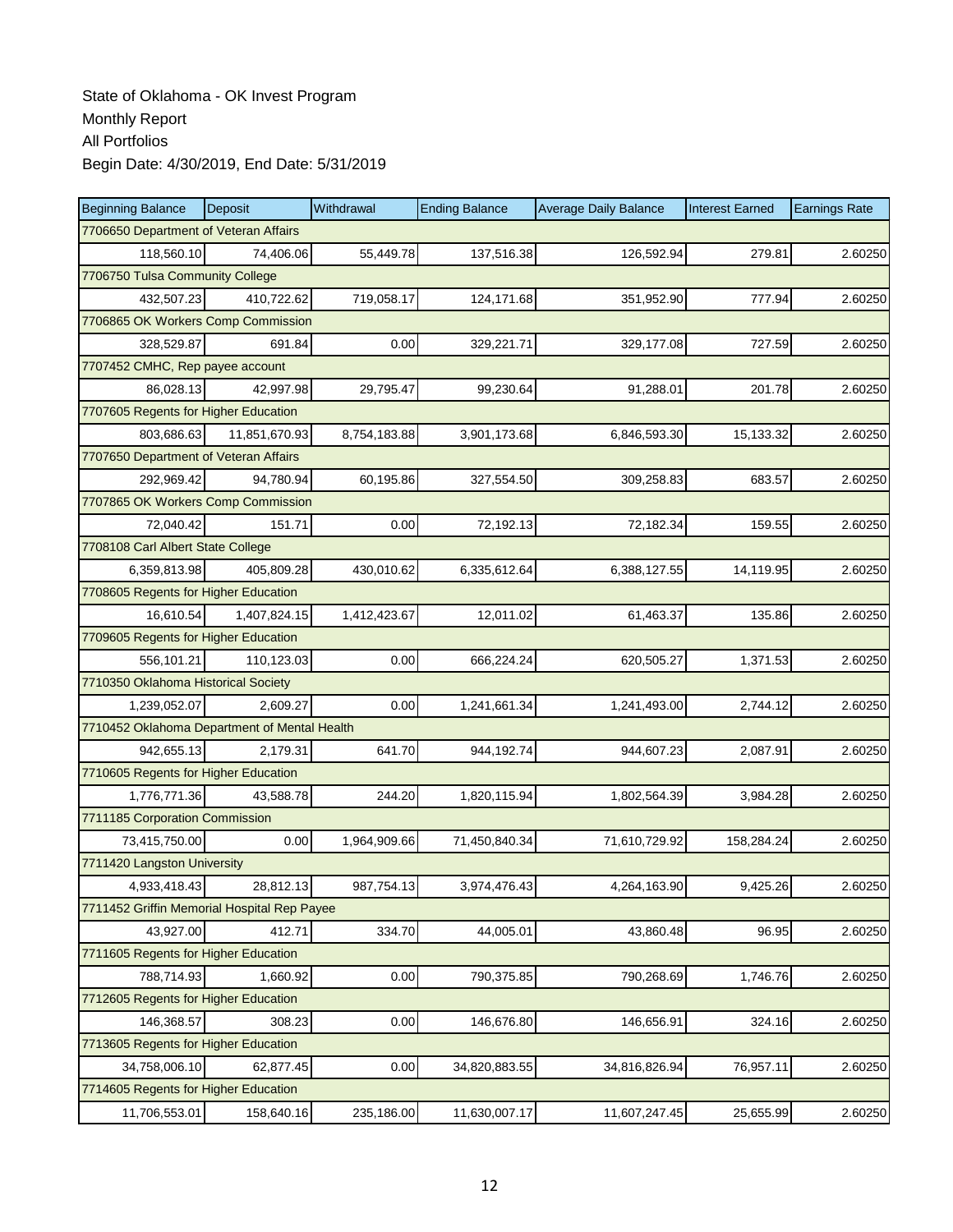State of Oklahoma - OK Invest Program
Monthly Report
All Portfolios
Begin Date: 4/30/2019, End Date: 5/31/2019

| Beginning Balance | Deposit | Withdrawal | Ending Balance | Average Daily Balance | Interest Earned | Earnings Rate |
|---|---|---|---|---|---|---|
| 7706650 Department of Veteran Affairs | | | | | | |
| 118,560.10 | 74,406.06 | 55,449.78 | 137,516.38 | 126,592.94 | 279.81 | 2.60250 |
| 7706750 Tulsa Community College | | | | | | |
| 432,507.23 | 410,722.62 | 719,058.17 | 124,171.68 | 351,952.90 | 777.94 | 2.60250 |
| 7706865 OK Workers Comp Commission | | | | | | |
| 328,529.87 | 691.84 | 0.00 | 329,221.71 | 329,177.08 | 727.59 | 2.60250 |
| 7707452 CMHC, Rep payee account | | | | | | |
| 86,028.13 | 42,997.98 | 29,795.47 | 99,230.64 | 91,288.01 | 201.78 | 2.60250 |
| 7707605 Regents for Higher Education | | | | | | |
| 803,686.63 | 11,851,670.93 | 8,754,183.88 | 3,901,173.68 | 6,846,593.30 | 15,133.32 | 2.60250 |
| 7707650 Department of Veteran Affairs | | | | | | |
| 292,969.42 | 94,780.94 | 60,195.86 | 327,554.50 | 309,258.83 | 683.57 | 2.60250 |
| 7707865 OK Workers Comp Commission | | | | | | |
| 72,040.42 | 151.71 | 0.00 | 72,192.13 | 72,182.34 | 159.55 | 2.60250 |
| 7708108 Carl Albert State College | | | | | | |
| 6,359,813.98 | 405,809.28 | 430,010.62 | 6,335,612.64 | 6,388,127.55 | 14,119.95 | 2.60250 |
| 7708605 Regents for Higher Education | | | | | | |
| 16,610.54 | 1,407,824.15 | 1,412,423.67 | 12,011.02 | 61,463.37 | 135.86 | 2.60250 |
| 7709605 Regents for Higher Education | | | | | | |
| 556,101.21 | 110,123.03 | 0.00 | 666,224.24 | 620,505.27 | 1,371.53 | 2.60250 |
| 7710350 Oklahoma Historical Society | | | | | | |
| 1,239,052.07 | 2,609.27 | 0.00 | 1,241,661.34 | 1,241,493.00 | 2,744.12 | 2.60250 |
| 7710452 Oklahoma Department of Mental Health | | | | | | |
| 942,655.13 | 2,179.31 | 641.70 | 944,192.74 | 944,607.23 | 2,087.91 | 2.60250 |
| 7710605 Regents for Higher Education | | | | | | |
| 1,776,771.36 | 43,588.78 | 244.20 | 1,820,115.94 | 1,802,564.39 | 3,984.28 | 2.60250 |
| 7711185 Corporation Commission | | | | | | |
| 73,415,750.00 | 0.00 | 1,964,909.66 | 71,450,840.34 | 71,610,729.92 | 158,284.24 | 2.60250 |
| 7711420 Langston University | | | | | | |
| 4,933,418.43 | 28,812.13 | 987,754.13 | 3,974,476.43 | 4,264,163.90 | 9,425.26 | 2.60250 |
| 7711452 Griffin Memorial Hospital Rep Payee | | | | | | |
| 43,927.00 | 412.71 | 334.70 | 44,005.01 | 43,860.48 | 96.95 | 2.60250 |
| 7711605 Regents for Higher Education | | | | | | |
| 788,714.93 | 1,660.92 | 0.00 | 790,375.85 | 790,268.69 | 1,746.76 | 2.60250 |
| 7712605 Regents for Higher Education | | | | | | |
| 146,368.57 | 308.23 | 0.00 | 146,676.80 | 146,656.91 | 324.16 | 2.60250 |
| 7713605 Regents for Higher Education | | | | | | |
| 34,758,006.10 | 62,877.45 | 0.00 | 34,820,883.55 | 34,816,826.94 | 76,957.11 | 2.60250 |
| 7714605 Regents for Higher Education | | | | | | |
| 11,706,553.01 | 158,640.16 | 235,186.00 | 11,630,007.17 | 11,607,247.45 | 25,655.99 | 2.60250 |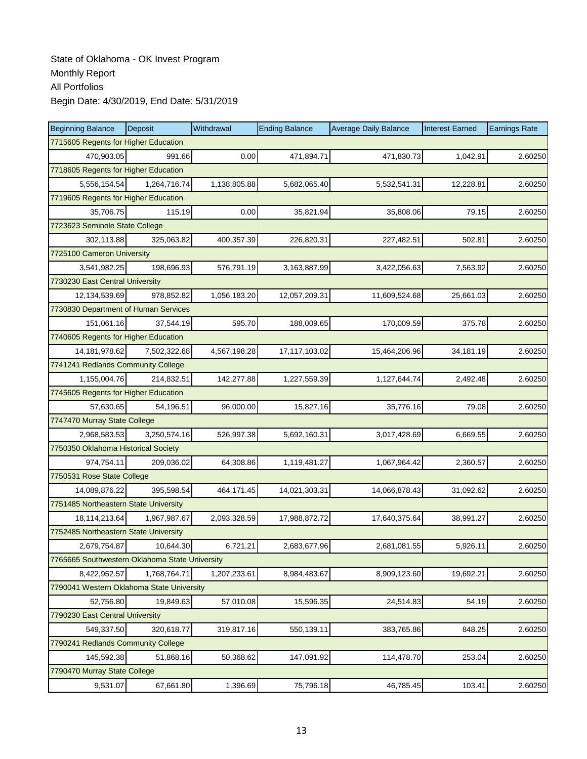State of Oklahoma - OK Invest Program
Monthly Report
All Portfolios
Begin Date: 4/30/2019, End Date: 5/31/2019

| Beginning Balance | Deposit | Withdrawal | Ending Balance | Average Daily Balance | Interest Earned | Earnings Rate |
|---|---|---|---|---|---|---|
| 7715605 Regents for Higher Education | | | | | | |
| 470,903.05 | 991.66 | 0.00 | 471,894.71 | 471,830.73 | 1,042.91 | 2.60250 |
| 7718605 Regents for Higher Education | | | | | | |
| 5,556,154.54 | 1,264,716.74 | 1,138,805.88 | 5,682,065.40 | 5,532,541.31 | 12,228.81 | 2.60250 |
| 7719605 Regents for Higher Education | | | | | | |
| 35,706.75 | 115.19 | 0.00 | 35,821.94 | 35,808.06 | 79.15 | 2.60250 |
| 7723623 Seminole State College | | | | | | |
| 302,113.88 | 325,063.82 | 400,357.39 | 226,820.31 | 227,482.51 | 502.81 | 2.60250 |
| 7725100 Cameron University | | | | | | |
| 3,541,982.25 | 198,696.93 | 576,791.19 | 3,163,887.99 | 3,422,056.63 | 7,563.92 | 2.60250 |
| 7730230 East Central University | | | | | | |
| 12,134,539.69 | 978,852.82 | 1,056,183.20 | 12,057,209.31 | 11,609,524.68 | 25,661.03 | 2.60250 |
| 7730830 Department of Human Services | | | | | | |
| 151,061.16 | 37,544.19 | 595.70 | 188,009.65 | 170,009.59 | 375.78 | 2.60250 |
| 7740605 Regents for Higher Education | | | | | | |
| 14,181,978.62 | 7,502,322.68 | 4,567,198.28 | 17,117,103.02 | 15,464,206.96 | 34,181.19 | 2.60250 |
| 7741241 Redlands Community College | | | | | | |
| 1,155,004.76 | 214,832.51 | 142,277.88 | 1,227,559.39 | 1,127,644.74 | 2,492.48 | 2.60250 |
| 7745605 Regents for Higher Education | | | | | | |
| 57,630.65 | 54,196.51 | 96,000.00 | 15,827.16 | 35,776.16 | 79.08 | 2.60250 |
| 7747470 Murray State College | | | | | | |
| 2,968,583.53 | 3,250,574.16 | 526,997.38 | 5,692,160.31 | 3,017,428.69 | 6,669.55 | 2.60250 |
| 7750350 Oklahoma Historical Society | | | | | | |
| 974,754.11 | 209,036.02 | 64,308.86 | 1,119,481.27 | 1,067,964.42 | 2,360.57 | 2.60250 |
| 7750531 Rose State College | | | | | | |
| 14,089,876.22 | 395,598.54 | 464,171.45 | 14,021,303.31 | 14,066,878.43 | 31,092.62 | 2.60250 |
| 7751485 Northeastern State University | | | | | | |
| 18,114,213.64 | 1,967,987.67 | 2,093,328.59 | 17,988,872.72 | 17,640,375.64 | 38,991.27 | 2.60250 |
| 7752485 Northeastern State University | | | | | | |
| 2,679,754.87 | 10,644.30 | 6,721.21 | 2,683,677.96 | 2,681,081.55 | 5,926.11 | 2.60250 |
| 7765665 Southwestern Oklahoma State University | | | | | | |
| 8,422,952.57 | 1,768,764.71 | 1,207,233.61 | 8,984,483.67 | 8,909,123.60 | 19,692.21 | 2.60250 |
| 7790041 Western Oklahoma State University | | | | | | |
| 52,756.80 | 19,849.63 | 57,010.08 | 15,596.35 | 24,514.83 | 54.19 | 2.60250 |
| 7790230 East Central University | | | | | | |
| 549,337.50 | 320,618.77 | 319,817.16 | 550,139.11 | 383,765.86 | 848.25 | 2.60250 |
| 7790241 Redlands Community College | | | | | | |
| 145,592.38 | 51,868.16 | 50,368.62 | 147,091.92 | 114,478.70 | 253.04 | 2.60250 |
| 7790470 Murray State College | | | | | | |
| 9,531.07 | 67,661.80 | 1,396.69 | 75,796.18 | 46,785.45 | 103.41 | 2.60250 |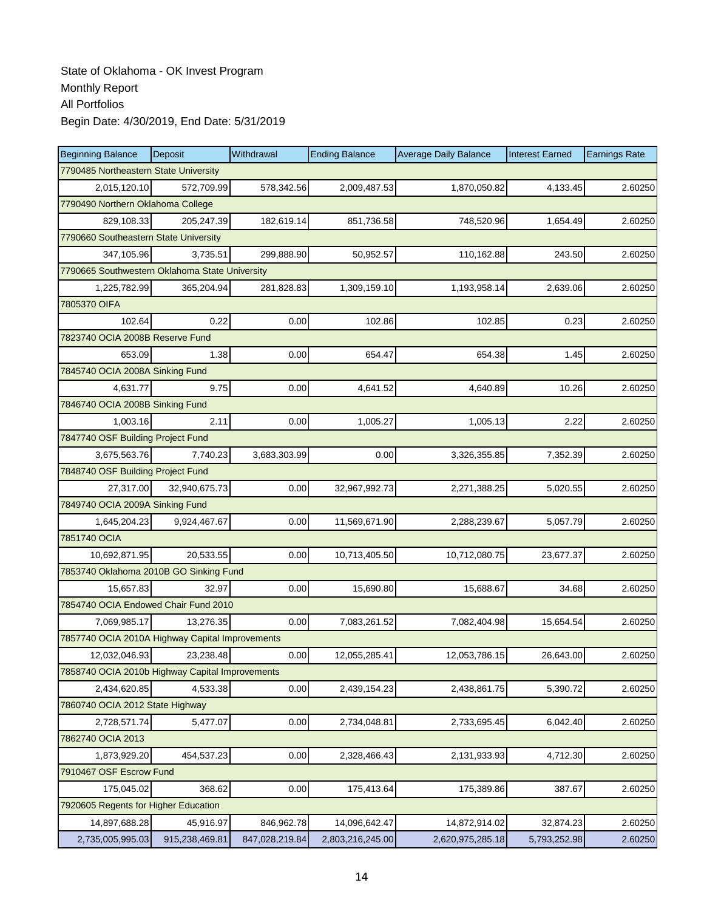State of Oklahoma - OK Invest Program

Monthly Report

All Portfolios

Begin Date: 4/30/2019, End Date: 5/31/2019

| Beginning Balance | Deposit | Withdrawal | Ending Balance | Average Daily Balance | Interest Earned | Earnings Rate |
|---|---|---|---|---|---|---|
| 7790485 Northeastern State University | | | | | | |
| 2,015,120.10 | 572,709.99 | 578,342.56 | 2,009,487.53 | 1,870,050.82 | 4,133.45 | 2.60250 |
| 7790490 Northern Oklahoma College | | | | | | |
| 829,108.33 | 205,247.39 | 182,619.14 | 851,736.58 | 748,520.96 | 1,654.49 | 2.60250 |
| 7790660 Southeastern State University | | | | | | |
| 347,105.96 | 3,735.51 | 299,888.90 | 50,952.57 | 110,162.88 | 243.50 | 2.60250 |
| 7790665 Southwestern Oklahoma State University | | | | | | |
| 1,225,782.99 | 365,204.94 | 281,828.83 | 1,309,159.10 | 1,193,958.14 | 2,639.06 | 2.60250 |
| 7805370 OIFA | | | | | | |
| 102.64 | 0.22 | 0.00 | 102.86 | 102.85 | 0.23 | 2.60250 |
| 7823740 OCIA 2008B Reserve Fund | | | | | | |
| 653.09 | 1.38 | 0.00 | 654.47 | 654.38 | 1.45 | 2.60250 |
| 7845740 OCIA 2008A Sinking Fund | | | | | | |
| 4,631.77 | 9.75 | 0.00 | 4,641.52 | 4,640.89 | 10.26 | 2.60250 |
| 7846740 OCIA 2008B Sinking Fund | | | | | | |
| 1,003.16 | 2.11 | 0.00 | 1,005.27 | 1,005.13 | 2.22 | 2.60250 |
| 7847740 OSF Building Project Fund | | | | | | |
| 3,675,563.76 | 7,740.23 | 3,683,303.99 | 0.00 | 3,326,355.85 | 7,352.39 | 2.60250 |
| 7848740 OSF Building Project Fund | | | | | | |
| 27,317.00 | 32,940,675.73 | 0.00 | 32,967,992.73 | 2,271,388.25 | 5,020.55 | 2.60250 |
| 7849740 OCIA 2009A Sinking Fund | | | | | | |
| 1,645,204.23 | 9,924,467.67 | 0.00 | 11,569,671.90 | 2,288,239.67 | 5,057.79 | 2.60250 |
| 7851740 OCIA | | | | | | |
| 10,692,871.95 | 20,533.55 | 0.00 | 10,713,405.50 | 10,712,080.75 | 23,677.37 | 2.60250 |
| 7853740 Oklahoma 2010B GO Sinking Fund | | | | | | |
| 15,657.83 | 32.97 | 0.00 | 15,690.80 | 15,688.67 | 34.68 | 2.60250 |
| 7854740 OCIA Endowed Chair Fund 2010 | | | | | | |
| 7,069,985.17 | 13,276.35 | 0.00 | 7,083,261.52 | 7,082,404.98 | 15,654.54 | 2.60250 |
| 7857740 OCIA 2010A Highway Capital Improvements | | | | | | |
| 12,032,046.93 | 23,238.48 | 0.00 | 12,055,285.41 | 12,053,786.15 | 26,643.00 | 2.60250 |
| 7858740 OCIA 2010b Highway Capital Improvements | | | | | | |
| 2,434,620.85 | 4,533.38 | 0.00 | 2,439,154.23 | 2,438,861.75 | 5,390.72 | 2.60250 |
| 7860740 OCIA 2012 State Highway | | | | | | |
| 2,728,571.74 | 5,477.07 | 0.00 | 2,734,048.81 | 2,733,695.45 | 6,042.40 | 2.60250 |
| 7862740 OCIA 2013 | | | | | | |
| 1,873,929.20 | 454,537.23 | 0.00 | 2,328,466.43 | 2,131,933.93 | 4,712.30 | 2.60250 |
| 7910467 OSF Escrow Fund | | | | | | |
| 175,045.02 | 368.62 | 0.00 | 175,413.64 | 175,389.86 | 387.67 | 2.60250 |
| 7920605 Regents for Higher Education | | | | | | |
| 14,897,688.28 | 45,916.97 | 846,962.78 | 14,096,642.47 | 14,872,914.02 | 32,874.23 | 2.60250 |
| 2,735,005,995.03 | 915,238,469.81 | 847,028,219.84 | 2,803,216,245.00 | 2,620,975,285.18 | 5,793,252.98 | 2.60250 |